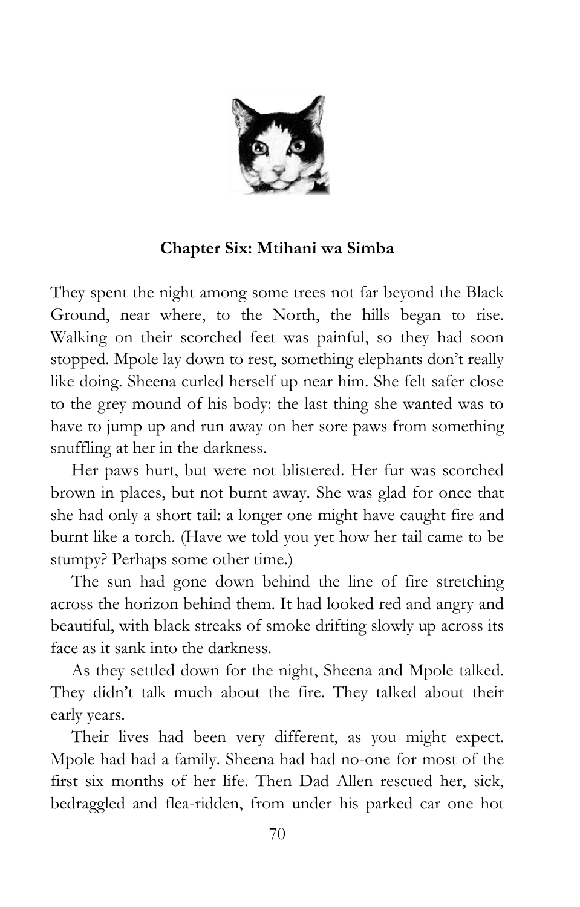## Chapter Six: Mtihani wa Simba

They spent the night among some trees not far beyond the Black Ground, near where, to the North, the hills began to rise. Walking on their scorched feet was painful, so they had soon stopped. Mpole lay down to rest, something elephants don't really like doing. Sheena curled herself up near him. She felt safer close to the grey mound of his body: the last thing she wanted was to have to jump up and run away on her sore paws from something snuffling at her in the darkness.

Her paws hurt, but were not blistered. Her fur was scorched brown in places, but not burnt away. She was glad for once that she had only a short tail: a longer one might have caught fire and burnt like a torch. (Have we told you yet how her tail came to be stumpy? Perhaps some other time.)

The sun had gone down behind the line of fire stretching across the horizon behind them. It had looked red and angry and beautiful, with black streaks of smoke drifting slowly up across its face as it sank into the darkness.

As they settled down for the night, Sheena and Mpole talked. They didn't talk much about the fire. They talked about their early years.

Their lives had been very different, as you might expect. Mpole had had a family. Sheena had had no-one for most of the first six months of her life. Then Dad Allen rescued her, sick, bedraggled and flea-ridden, from under his parked car one hot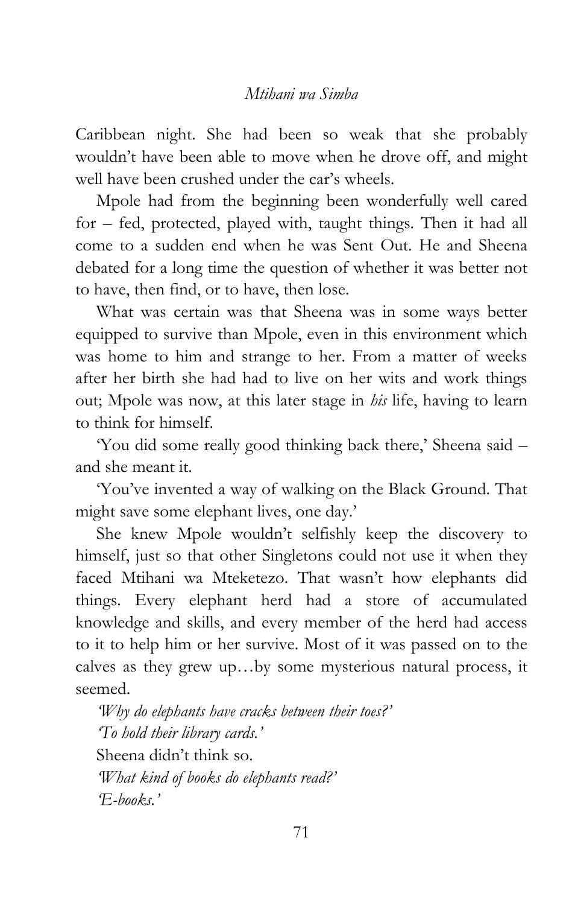Caribbean night. She had been so weak that she probably wouldn't have been able to move when he drove off, and might well have been crushed under the car's wheels.

Mpole had from the beginning been wonderfully well cared for – fed, protected, played with, taught things. Then it had all come to a sudden end when he was Sent Out. He and Sheena debated for a long time the question of whether it was better not to have, then find, or to have, then lose.

What was certain was that Sheena was in some ways better equipped to survive than Mpole, even in this environment which was home to him and strange to her. From a matter of weeks after her birth she had had to live on her wits and work things out; Mpole was now, at this later stage in *his* life, having to learn to think for himself.

'You did some really good thinking back there,' Sheena said – and she meant it.

'You've invented a way of walking on the Black Ground. That might save some elephant lives, one day.'

She knew Mpole wouldn't selfishly keep the discovery to himself, just so that other Singletons could not use it when they faced Mtihani wa Mteketezo. That wasn't how elephants did things. Every elephant herd had a store of accumulated knowledge and skills, and every member of the herd had access to it to help him or her survive. Most of it was passed on to the calves as they grew up…by some mysterious natural process, it seemed.

*'Why do elephants have cracks between their toes?'*

*'To hold their library cards.'*

Sheena didn't think so.

*'What kind of books do elephants read?'*

*'E-books.'*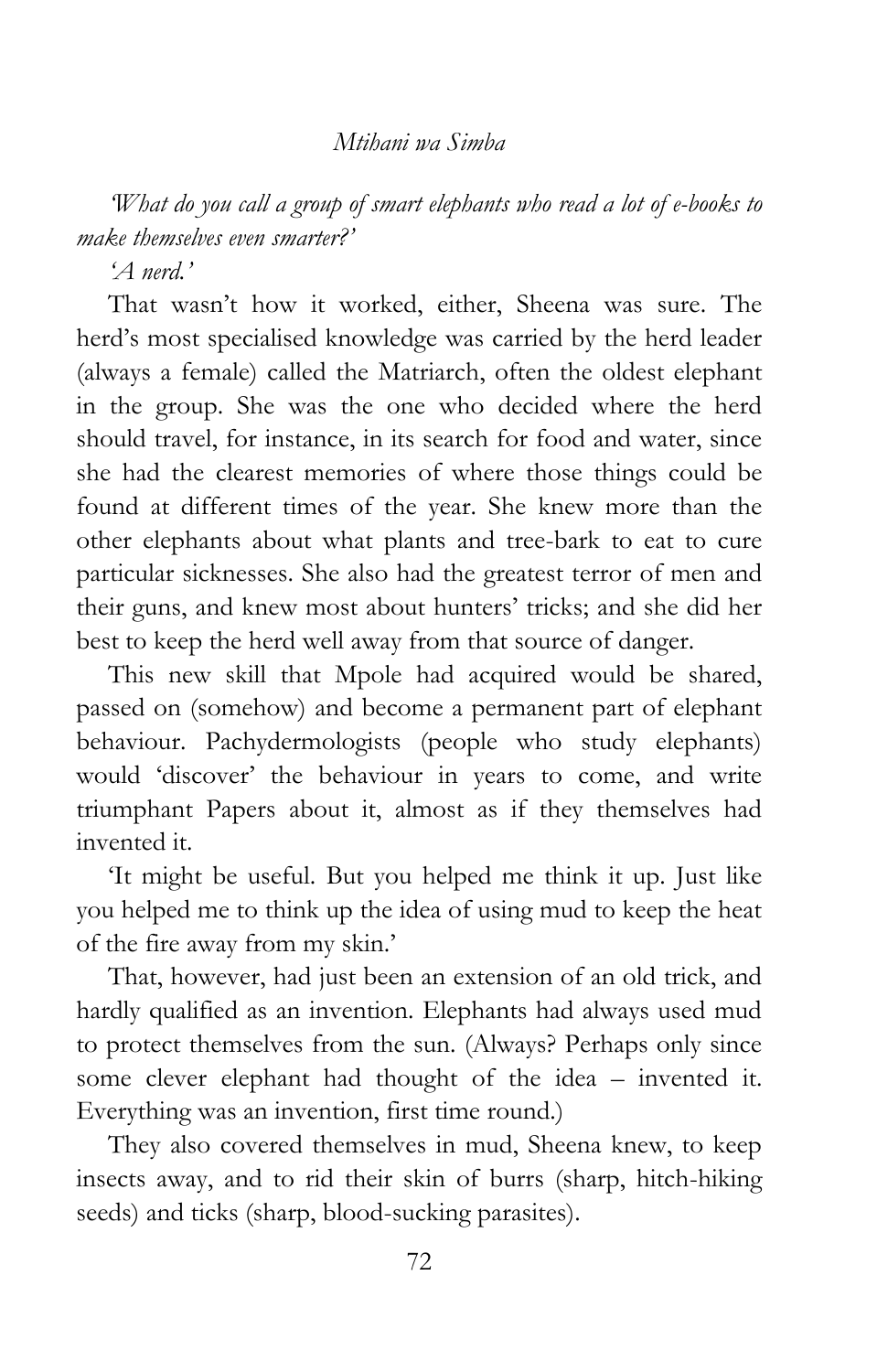*'What do you call a group of smart elephants who read a lot of e-books to make themselves even smarter?'*

*'A nerd.'*

That wasn't how it worked, either, Sheena was sure. The herd's most specialised knowledge was carried by the herd leader (always a female) called the Matriarch, often the oldest elephant in the group. She was the one who decided where the herd should travel, for instance, in its search for food and water, since she had the clearest memories of where those things could be found at different times of the year. She knew more than the other elephants about what plants and tree-bark to eat to cure particular sicknesses. She also had the greatest terror of men and their guns, and knew most about hunters' tricks; and she did her best to keep the herd well away from that source of danger.

This new skill that Mpole had acquired would be shared, passed on (somehow) and become a permanent part of elephant behaviour. Pachydermologists (people who study elephants) would 'discover' the behaviour in years to come, and write triumphant Papers about it, almost as if they themselves had invented it.

'It might be useful. But you helped me think it up. Just like you helped me to think up the idea of using mud to keep the heat of the fire away from my skin.'

That, however, had just been an extension of an old trick, and hardly qualified as an invention. Elephants had always used mud to protect themselves from the sun. (Always? Perhaps only since some clever elephant had thought of the idea – invented it. Everything was an invention, first time round.)

They also covered themselves in mud, Sheena knew, to keep insects away, and to rid their skin of burrs (sharp, hitch-hiking seeds) and ticks (sharp, blood-sucking parasites).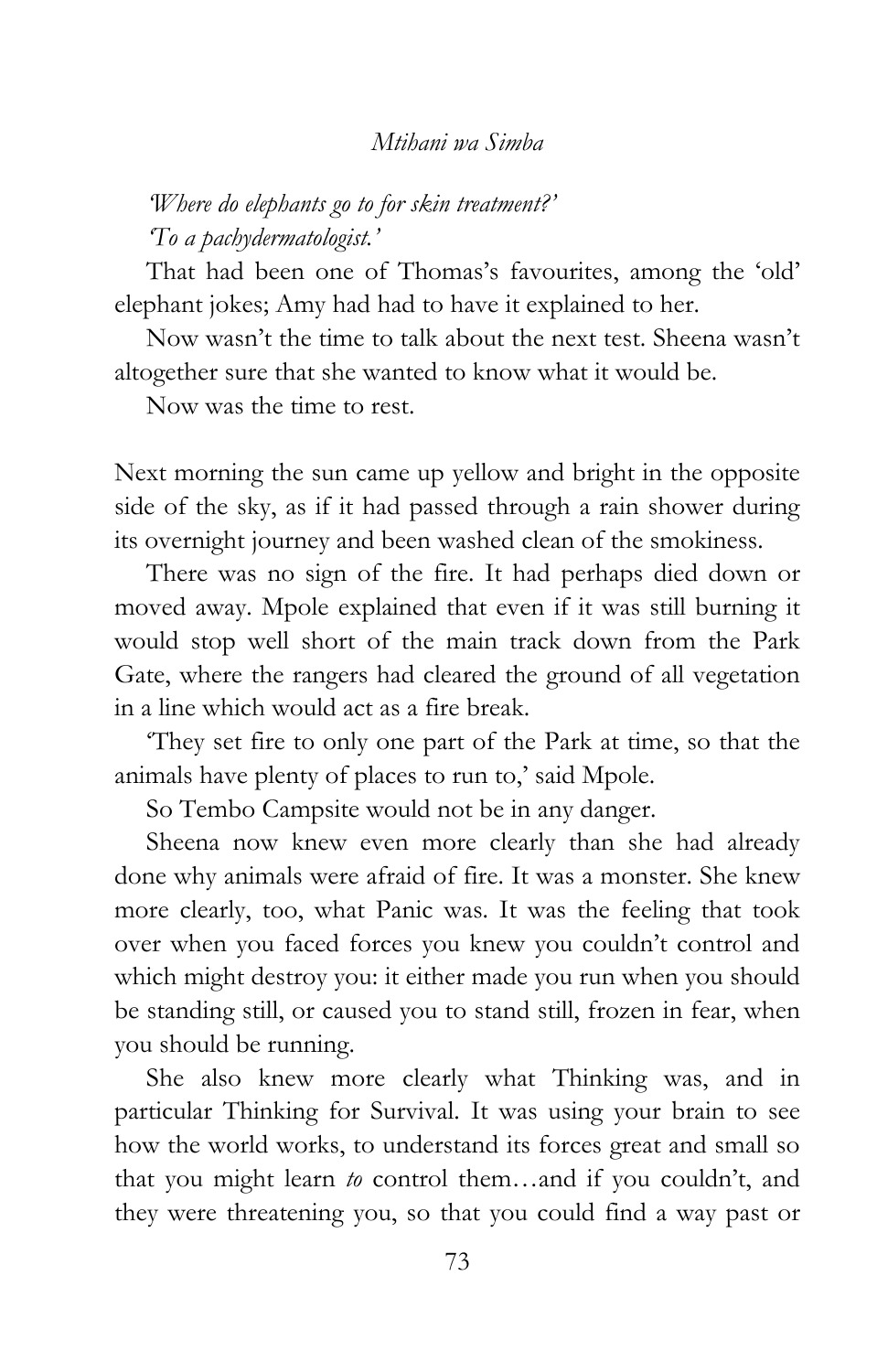*'Where do elephants go to for skin treatment?'*
*'To a pachydermatologist.'*

That had been one of Thomas's favourites, among the 'old' elephant jokes; Amy had had to have it explained to her.

Now wasn't the time to talk about the next test. Sheena wasn't altogether sure that she wanted to know what it would be.

Now was the time to rest.

Next morning the sun came up yellow and bright in the opposite side of the sky, as if it had passed through a rain shower during its overnight journey and been washed clean of the smokiness.

There was no sign of the fire. It had perhaps died down or moved away. Mpole explained that even if it was still burning it would stop well short of the main track down from the Park Gate, where the rangers had cleared the ground of all vegetation in a line which would act as a fire break.

'They set fire to only one part of the Park at time, so that the animals have plenty of places to run to,' said Mpole.

So Tembo Campsite would not be in any danger.

Sheena now knew even more clearly than she had already done why animals were afraid of fire. It was a monster. She knew more clearly, too, what Panic was. It was the feeling that took over when you faced forces you knew you couldn't control and which might destroy you: it either made you run when you should be standing still, or caused you to stand still, frozen in fear, when you should be running.

She also knew more clearly what Thinking was, and in particular Thinking for Survival. It was using your brain to see how the world works, to understand its forces great and small so that you might learn *to* control them…and if you couldn't, and they were threatening you, so that you could find a way past or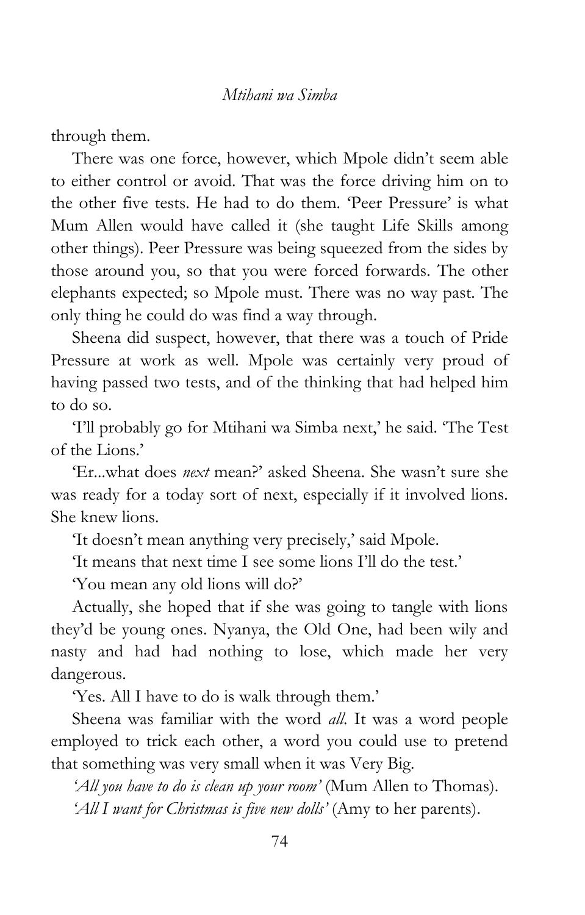through them.

There was one force, however, which Mpole didn't seem able to either control or avoid. That was the force driving him on to the other five tests. He had to do them. 'Peer Pressure' is what Mum Allen would have called it (she taught Life Skills among other things). Peer Pressure was being squeezed from the sides by those around you, so that you were forced forwards. The other elephants expected; so Mpole must. There was no way past. The only thing he could do was find a way through.

Sheena did suspect, however, that there was a touch of Pride Pressure at work as well. Mpole was certainly very proud of having passed two tests, and of the thinking that had helped him to do so.

'I'll probably go for Mtihani wa Simba next,' he said. 'The Test of the Lions.'

'Er...what does *next* mean?' asked Sheena. She wasn't sure she was ready for a today sort of next, especially if it involved lions. She knew lions.

'It doesn't mean anything very precisely,' said Mpole.

'It means that next time I see some lions I'll do the test.'

'You mean any old lions will do?'

Actually, she hoped that if she was going to tangle with lions they'd be young ones. Nyanya, the Old One, had been wily and nasty and had had nothing to lose, which made her very dangerous.

'Yes. All I have to do is walk through them.'

Sheena was familiar with the word *all*. It was a word people employed to trick each other, a word you could use to pretend that something was very small when it was Very Big.

*'All you have to do is clean up your room'* (Mum Allen to Thomas).

*'All I want for Christmas is five new dolls'* (Amy to her parents).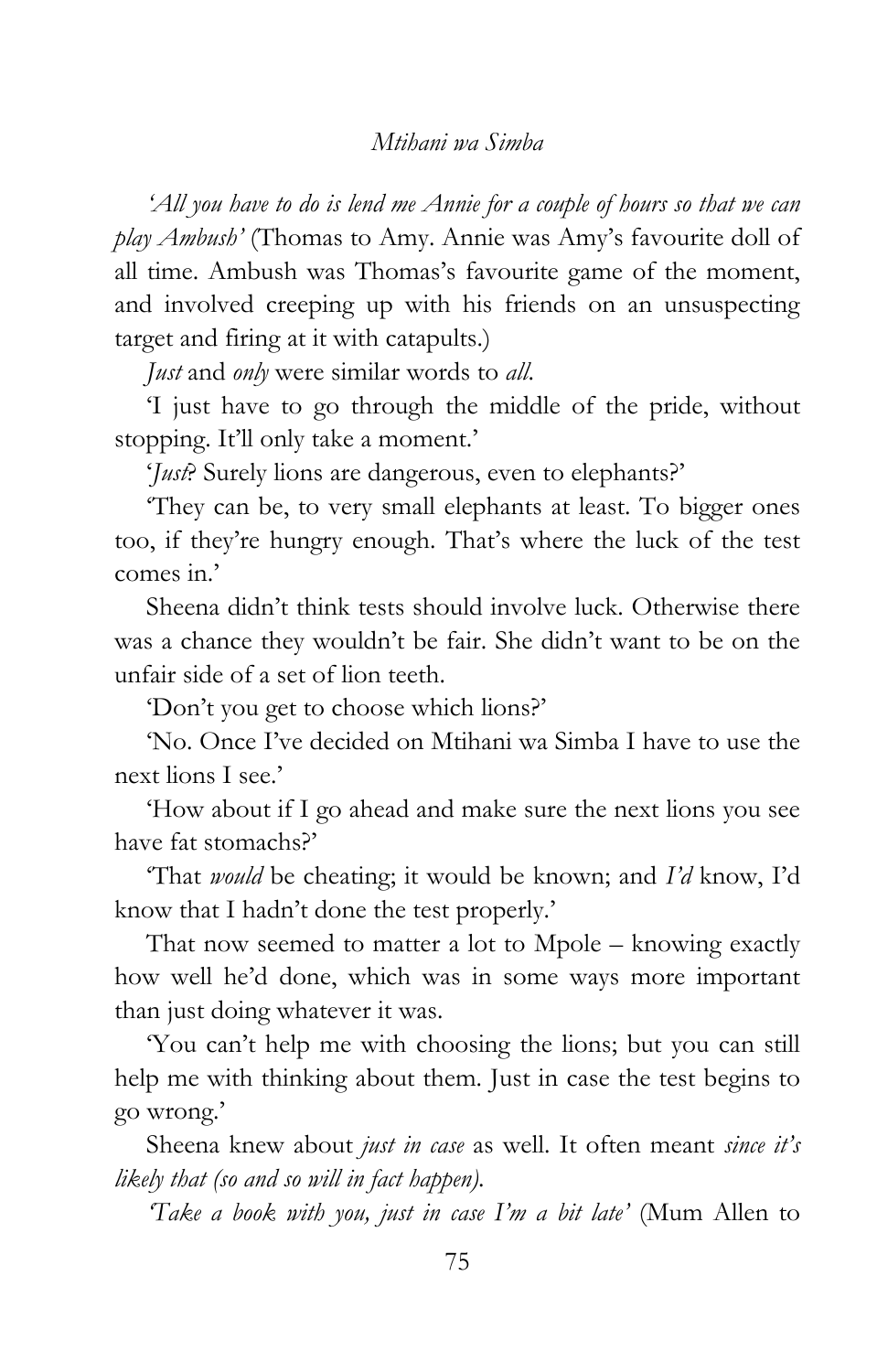*'All you have to do is lend me Annie for a couple of hours so that we can play Ambush'* (Thomas to Amy. Annie was Amy's favourite doll of all time. Ambush was Thomas's favourite game of the moment, and involved creeping up with his friends on an unsuspecting target and firing at it with catapults.)

*Just* and *only* were similar words to *all*.

'I just have to go through the middle of the pride, without stopping. It'll only take a moment.'

'*Just*? Surely lions are dangerous, even to elephants?'

'They can be, to very small elephants at least. To bigger ones too, if they're hungry enough. That's where the luck of the test comes in.'

Sheena didn't think tests should involve luck. Otherwise there was a chance they wouldn't be fair. She didn't want to be on the unfair side of a set of lion teeth.

'Don't you get to choose which lions?'

'No. Once I've decided on Mtihani wa Simba I have to use the next lions I see.'

'How about if I go ahead and make sure the next lions you see have fat stomachs?'

'That *would* be cheating; it would be known; and *I'd* know, I'd know that I hadn't done the test properly.'

That now seemed to matter a lot to Mpole – knowing exactly how well he'd done, which was in some ways more important than just doing whatever it was.

'You can't help me with choosing the lions; but you can still help me with thinking about them. Just in case the test begins to go wrong.'

Sheena knew about *just in case* as well. It often meant *since it's likely that (so and so will in fact happen).*

*'Take a book with you, just in case I'm a bit late'* (Mum Allen to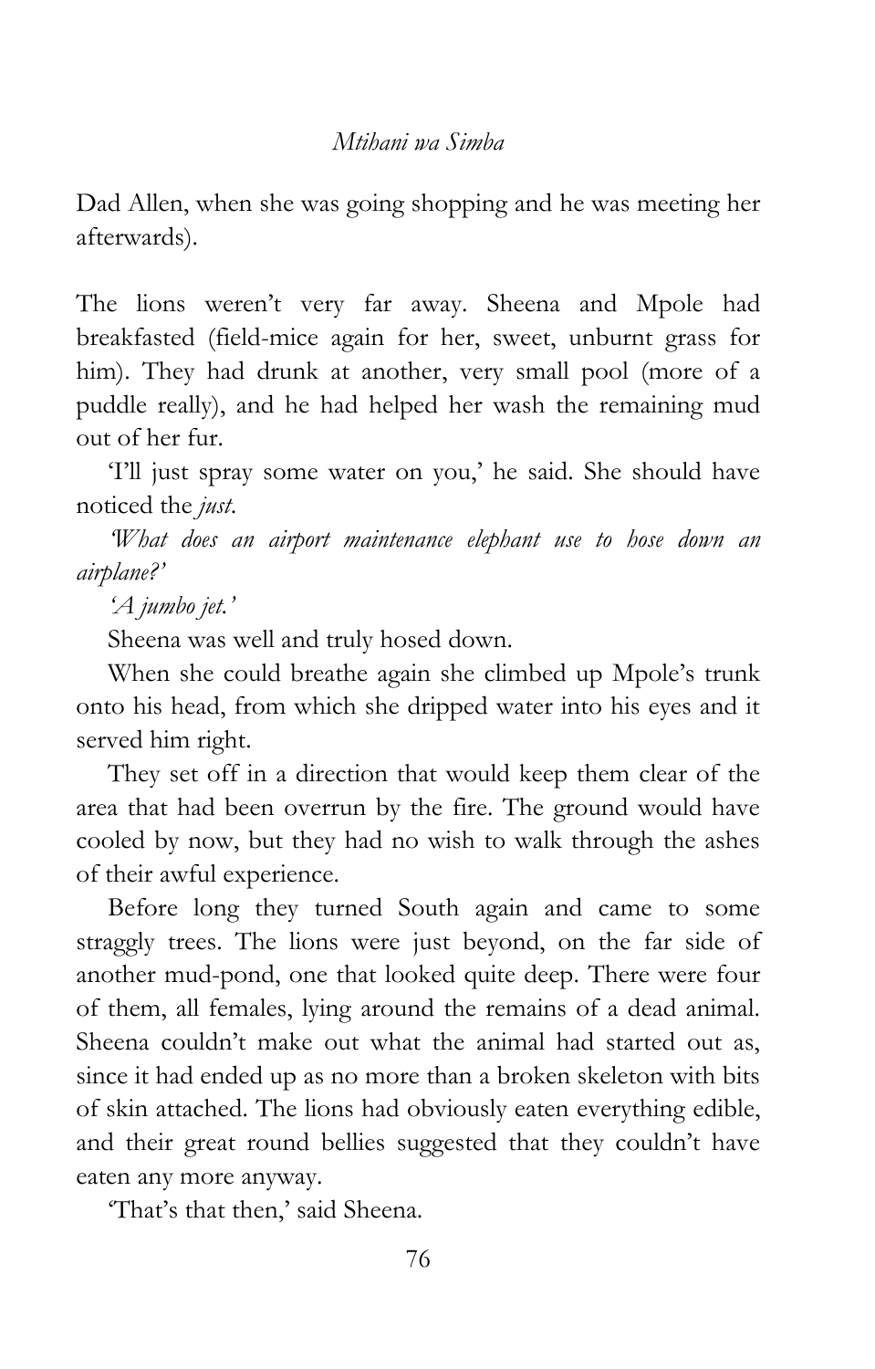Dad Allen, when she was going shopping and he was meeting her afterwards).

The lions weren't very far away. Sheena and Mpole had breakfasted (field-mice again for her, sweet, unburnt grass for him). They had drunk at another, very small pool (more of a puddle really), and he had helped her wash the remaining mud out of her fur.

'I'll just spray some water on you,' he said. She should have noticed the *just*.

*'What does an airport maintenance elephant use to hose down an airplane?'*

*'A jumbo jet.'*

Sheena was well and truly hosed down.

When she could breathe again she climbed up Mpole's trunk onto his head, from which she dripped water into his eyes and it served him right.

They set off in a direction that would keep them clear of the area that had been overrun by the fire. The ground would have cooled by now, but they had no wish to walk through the ashes of their awful experience.

Before long they turned South again and came to some straggly trees. The lions were just beyond, on the far side of another mud-pond, one that looked quite deep. There were four of them, all females, lying around the remains of a dead animal. Sheena couldn't make out what the animal had started out as, since it had ended up as no more than a broken skeleton with bits of skin attached. The lions had obviously eaten everything edible, and their great round bellies suggested that they couldn't have eaten any more anyway.

'That's that then,' said Sheena.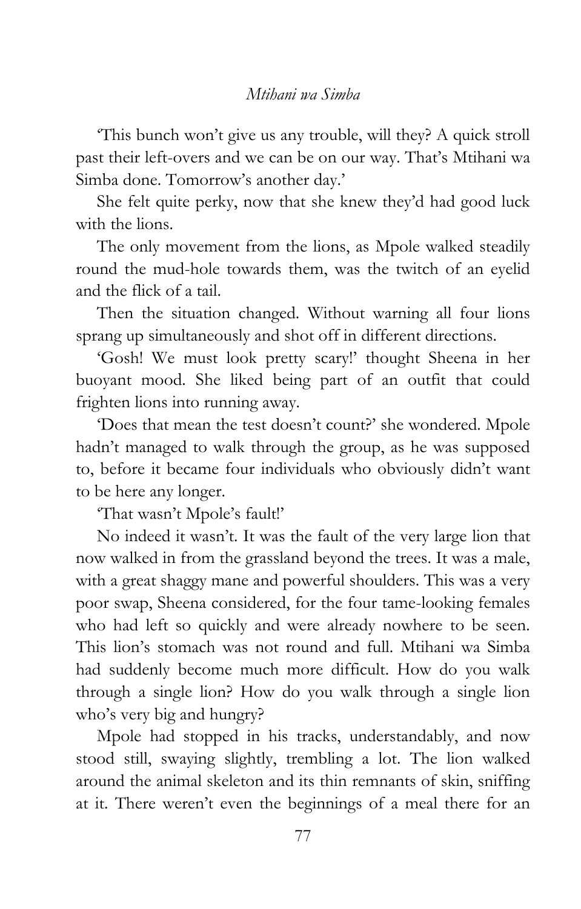'This bunch won't give us any trouble, will they? A quick stroll past their left-overs and we can be on our way. That's Mtihani wa Simba done. Tomorrow's another day.'

She felt quite perky, now that she knew they'd had good luck with the lions.

The only movement from the lions, as Mpole walked steadily round the mud-hole towards them, was the twitch of an eyelid and the flick of a tail.

Then the situation changed. Without warning all four lions sprang up simultaneously and shot off in different directions.

'Gosh! We must look pretty scary!' thought Sheena in her buoyant mood. She liked being part of an outfit that could frighten lions into running away.

'Does that mean the test doesn't count?' she wondered. Mpole hadn't managed to walk through the group, as he was supposed to, before it became four individuals who obviously didn't want to be here any longer.

'That wasn't Mpole's fault!'

No indeed it wasn't. It was the fault of the very large lion that now walked in from the grassland beyond the trees. It was a male, with a great shaggy mane and powerful shoulders. This was a very poor swap, Sheena considered, for the four tame-looking females who had left so quickly and were already nowhere to be seen. This lion's stomach was not round and full. Mtihani wa Simba had suddenly become much more difficult. How do you walk through a single lion? How do you walk through a single lion who's very big and hungry?

Mpole had stopped in his tracks, understandably, and now stood still, swaying slightly, trembling a lot. The lion walked around the animal skeleton and its thin remnants of skin, sniffing at it. There weren't even the beginnings of a meal there for an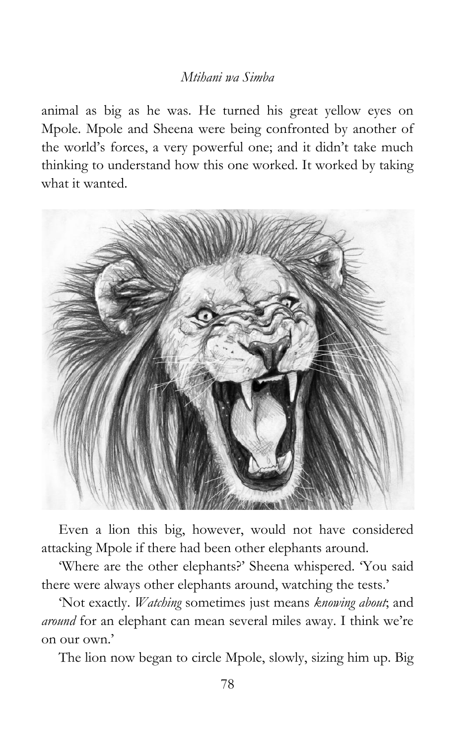animal as big as he was. He turned his great yellow eyes on Mpole. Mpole and Sheena were being confronted by another of the world's forces, a very powerful one; and it didn't take much thinking to understand how this one worked. It worked by taking what it wanted.

Even a lion this big, however, would not have considered attacking Mpole if there had been other elephants around.

'Where are the other elephants?' Sheena whispered. 'You said there were always other elephants around, watching the tests.'

'Not exactly. *Watching* sometimes just means *knowing about*; and *around* for an elephant can mean several miles away. I think we're on our own.'

The lion now began to circle Mpole, slowly, sizing him up. Big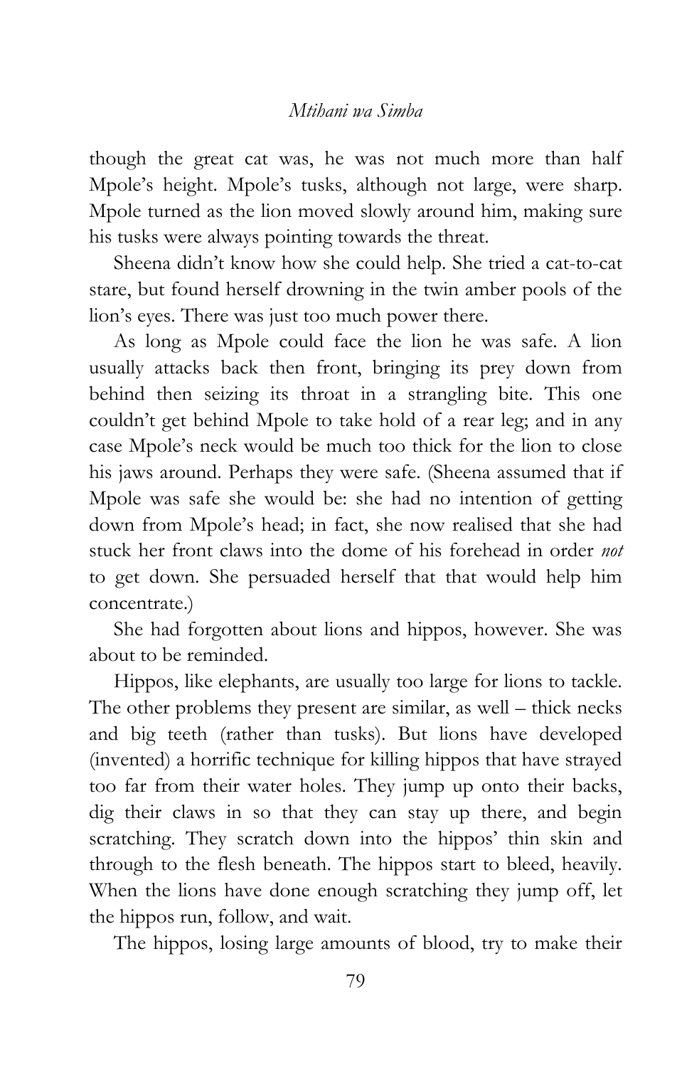though the great cat was, he was not much more than half Mpole's height. Mpole's tusks, although not large, were sharp. Mpole turned as the lion moved slowly around him, making sure his tusks were always pointing towards the threat.

Sheena didn't know how she could help. She tried a cat-to-cat stare, but found herself drowning in the twin amber pools of the lion's eyes. There was just too much power there.

As long as Mpole could face the lion he was safe. A lion usually attacks back then front, bringing its prey down from behind then seizing its throat in a strangling bite. This one couldn't get behind Mpole to take hold of a rear leg; and in any case Mpole's neck would be much too thick for the lion to close his jaws around. Perhaps they were safe. (Sheena assumed that if Mpole was safe she would be: she had no intention of getting down from Mpole's head; in fact, she now realised that she had stuck her front claws into the dome of his forehead in order *not* to get down. She persuaded herself that that would help him concentrate.)

She had forgotten about lions and hippos, however. She was about to be reminded.

Hippos, like elephants, are usually too large for lions to tackle. The other problems they present are similar, as well – thick necks and big teeth (rather than tusks). But lions have developed (invented) a horrific technique for killing hippos that have strayed too far from their water holes. They jump up onto their backs, dig their claws in so that they can stay up there, and begin scratching. They scratch down into the hippos' thin skin and through to the flesh beneath. The hippos start to bleed, heavily. When the lions have done enough scratching they jump off, let the hippos run, follow, and wait.

The hippos, losing large amounts of blood, try to make their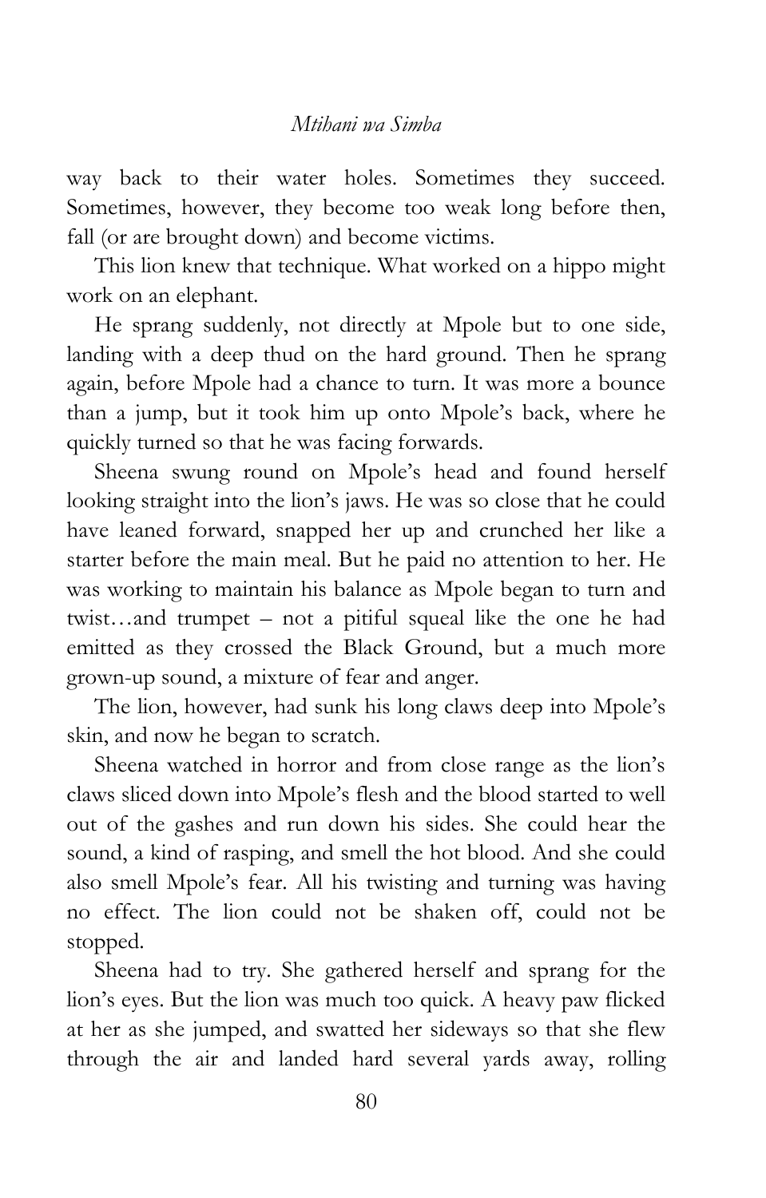way back to their water holes. Sometimes they succeed. Sometimes, however, they become too weak long before then, fall (or are brought down) and become victims.

This lion knew that technique. What worked on a hippo might work on an elephant.

He sprang suddenly, not directly at Mpole but to one side, landing with a deep thud on the hard ground. Then he sprang again, before Mpole had a chance to turn. It was more a bounce than a jump, but it took him up onto Mpole's back, where he quickly turned so that he was facing forwards.

Sheena swung round on Mpole's head and found herself looking straight into the lion's jaws. He was so close that he could have leaned forward, snapped her up and crunched her like a starter before the main meal. But he paid no attention to her. He was working to maintain his balance as Mpole began to turn and twist…and trumpet – not a pitiful squeal like the one he had emitted as they crossed the Black Ground, but a much more grown-up sound, a mixture of fear and anger.

The lion, however, had sunk his long claws deep into Mpole's skin, and now he began to scratch.

Sheena watched in horror and from close range as the lion's claws sliced down into Mpole's flesh and the blood started to well out of the gashes and run down his sides. She could hear the sound, a kind of rasping, and smell the hot blood. And she could also smell Mpole's fear. All his twisting and turning was having no effect. The lion could not be shaken off, could not be stopped.

Sheena had to try. She gathered herself and sprang for the lion's eyes. But the lion was much too quick. A heavy paw flicked at her as she jumped, and swatted her sideways so that she flew through the air and landed hard several yards away, rolling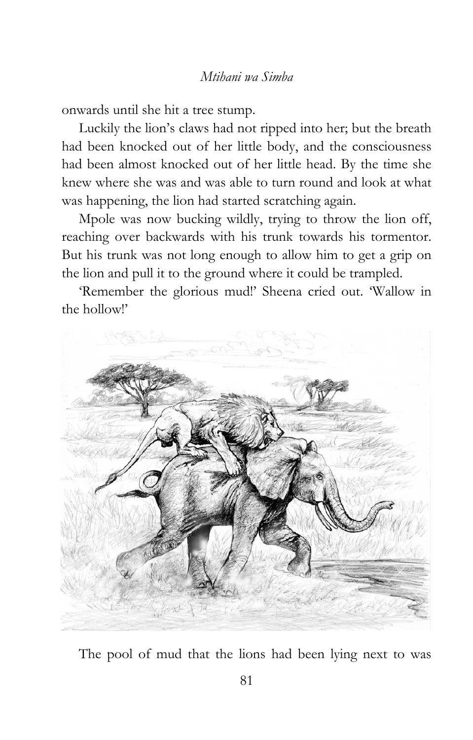onwards until she hit a tree stump.

Luckily the lion's claws had not ripped into her; but the breath had been knocked out of her little body, and the consciousness had been almost knocked out of her little head. By the time she knew where she was and was able to turn round and look at what was happening, the lion had started scratching again.

Mpole was now bucking wildly, trying to throw the lion off, reaching over backwards with his trunk towards his tormentor. But his trunk was not long enough to allow him to get a grip on the lion and pull it to the ground where it could be trampled.

'Remember the glorious mud!' Sheena cried out. 'Wallow in the hollow!'

The pool of mud that the lions had been lying next to was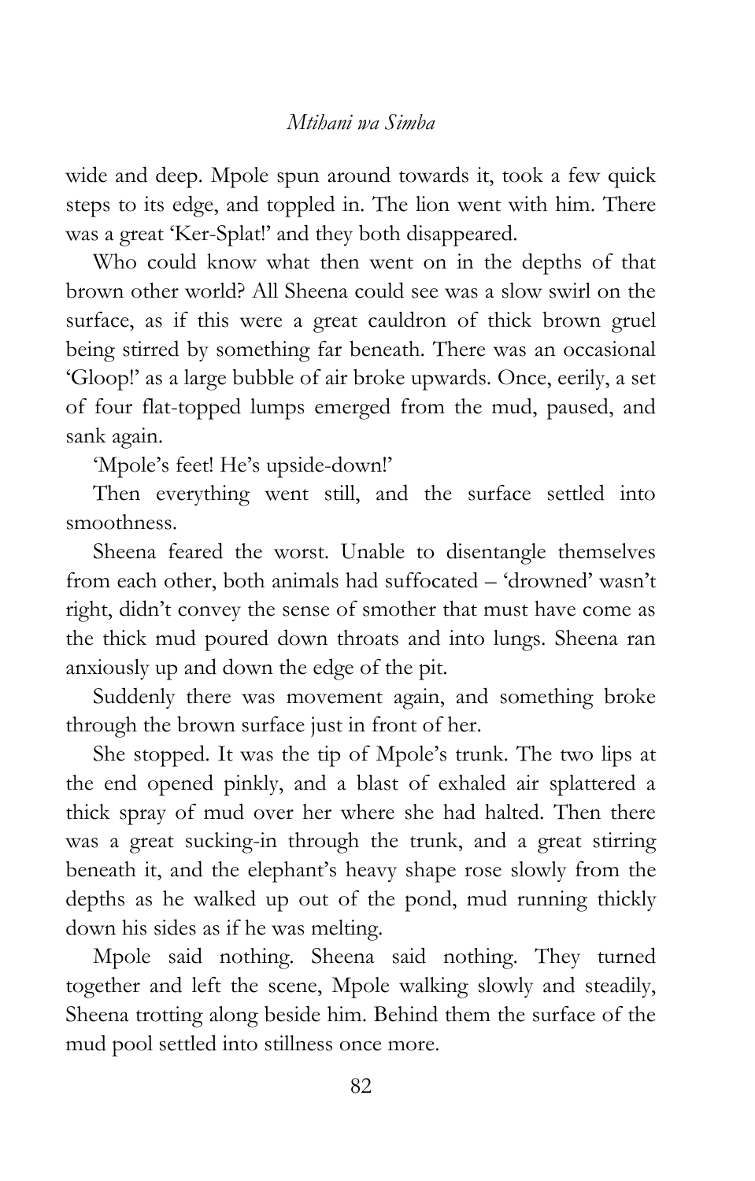wide and deep. Mpole spun around towards it, took a few quick steps to its edge, and toppled in. The lion went with him. There was a great 'Ker-Splat!' and they both disappeared.

Who could know what then went on in the depths of that brown other world? All Sheena could see was a slow swirl on the surface, as if this were a great cauldron of thick brown gruel being stirred by something far beneath. There was an occasional 'Gloop!' as a large bubble of air broke upwards. Once, eerily, a set of four flat-topped lumps emerged from the mud, paused, and sank again.

'Mpole's feet! He's upside-down!'

Then everything went still, and the surface settled into smoothness.

Sheena feared the worst. Unable to disentangle themselves from each other, both animals had suffocated – 'drowned' wasn't right, didn't convey the sense of smother that must have come as the thick mud poured down throats and into lungs. Sheena ran anxiously up and down the edge of the pit.

Suddenly there was movement again, and something broke through the brown surface just in front of her.

She stopped. It was the tip of Mpole's trunk. The two lips at the end opened pinkly, and a blast of exhaled air splattered a thick spray of mud over her where she had halted. Then there was a great sucking-in through the trunk, and a great stirring beneath it, and the elephant's heavy shape rose slowly from the depths as he walked up out of the pond, mud running thickly down his sides as if he was melting.

Mpole said nothing. Sheena said nothing. They turned together and left the scene, Mpole walking slowly and steadily, Sheena trotting along beside him. Behind them the surface of the mud pool settled into stillness once more.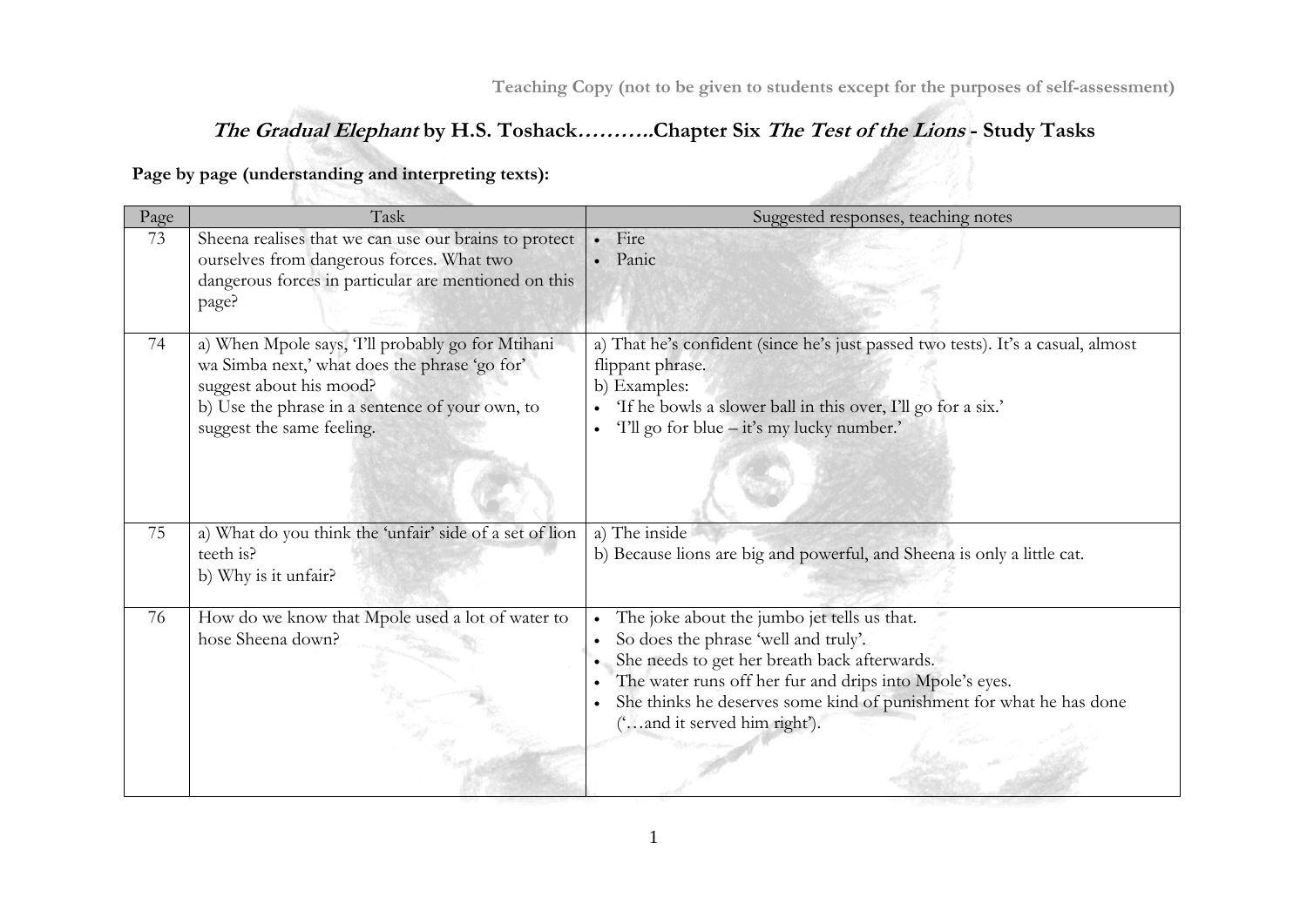Teaching Copy (not to be given to students except for the purposes of self-assessment)

## *The Gradual Elephant* by H.S. Toshack……….Chapter Six *The Test of the Lions* - Study Tasks

**Page by page (understanding and interpreting texts):**

| Page | Task | Suggested responses, teaching notes |
|---|---|---|
| 73 | Sheena realises that we can use our brains to protect ourselves from dangerous forces. What two dangerous forces in particular are mentioned on this page? | • Fire<br>• Panic |
| 74 | a) When Mpole says, 'I'll probably go for Mtihani wa Simba next,' what does the phrase 'go for' suggest about his mood?<br>b) Use the phrase in a sentence of your own, to suggest the same feeling. | a) That he's confident (since he's just passed two tests). It's a casual, almost flippant phrase.<br>b) Examples:<br>• 'If he bowls a slower ball in this over, I'll go for a six.'<br>• 'I'll go for blue – it's my lucky number.' |
| 75 | a) What do you think the 'unfair' side of a set of lion teeth is?<br>b) Why is it unfair? | a) The inside<br>b) Because lions are big and powerful, and Sheena is only a little cat. |
| 76 | How do we know that Mpole used a lot of water to hose Sheena down? | • The joke about the jumbo jet tells us that.<br>• So does the phrase 'well and truly'.<br>• She needs to get her breath back afterwards.<br>• The water runs off her fur and drips into Mpole's eyes.<br>• She thinks he deserves some kind of punishment for what he has done ('…and it served him right'). |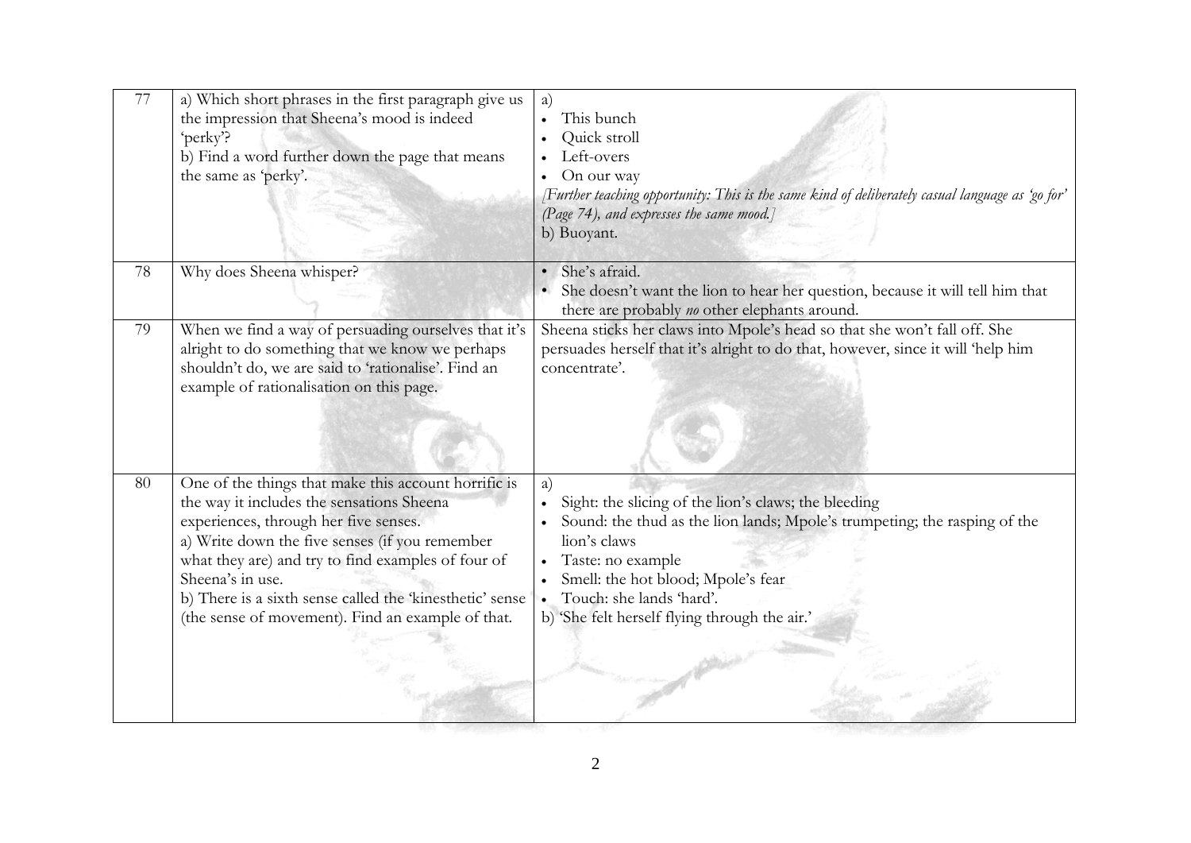| | | |
|---|---|---|
| 77 | a) Which short phrases in the first paragraph give us the impression that Sheena's mood is indeed 'perky'?<br>b) Find a word further down the page that means the same as 'perky'. | a)<br>• This bunch<br>• Quick stroll<br>• Left-overs<br>• On our way<br>*[Further teaching opportunity: This is the same kind of deliberately casual language as 'go for' (Page 74), and expresses the same mood.]*<br>b) Buoyant. |
| 78 | Why does Sheena whisper? | • She's afraid.<br>• She doesn't want the lion to hear her question, because it will tell him that there are probably *no* other elephants around. |
| 79 | When we find a way of persuading ourselves that it's alright to do something that we know we perhaps shouldn't do, we are said to 'rationalise'. Find an example of rationalisation on this page. | Sheena sticks her claws into Mpole's head so that she won't fall off. She persuades herself that it's alright to do that, however, since it will 'help him concentrate'. |
| 80 | One of the things that make this account horrific is the way it includes the sensations Sheena experiences, through her five senses.<br>a) Write down the five senses (if you remember what they are) and try to find examples of four of Sheena's in use.<br>b) There is a sixth sense called the 'kinesthetic' sense (the sense of movement). Find an example of that. | a)<br>• Sight: the slicing of the lion's claws; the bleeding<br>• Sound: the thud as the lion lands; Mpole's trumpeting; the rasping of the lion's claws<br>• Taste: no example<br>• Smell: the hot blood; Mpole's fear<br>• Touch: she lands 'hard'.<br>b) 'She felt herself flying through the air.' |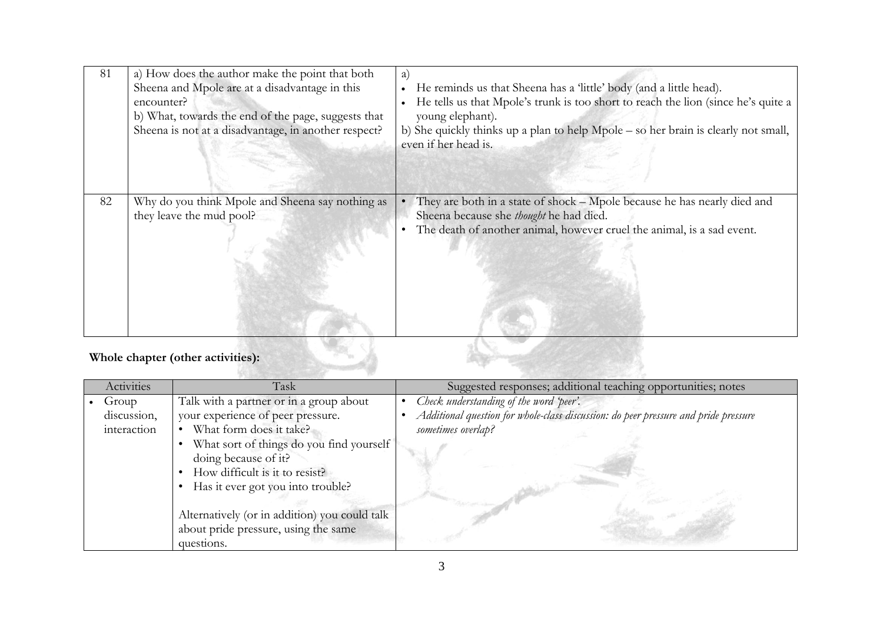| 81 | a) How does the author make the point that both Sheena and Mpole are at a disadvantage in this encounter?<br>b) What, towards the end of the page, suggests that Sheena is not at a disadvantage, in another respect? | a)<br>• He reminds us that Sheena has a 'little' body (and a little head).<br>• He tells us that Mpole's trunk is too short to reach the lion (since he's quite a young elephant).<br>b) She quickly thinks up a plan to help Mpole – so her brain is clearly not small, even if her head is. |
|---|---|---|
| 82 | Why do you think Mpole and Sheena say nothing as they leave the mud pool? | • They are both in a state of shock – Mpole because he has nearly died and Sheena because she *thought* he had died.<br>• The death of another animal, however cruel the animal, is a sad event. |

**Whole chapter (other activities):**

| Activities | Task | Suggested responses; additional teaching opportunities; notes |
|---|---|---|
| • Group discussion, interaction | Talk with a partner or in a group about your experience of peer pressure.<br>• What form does it take?<br>• What sort of things do you find yourself doing because of it?<br>• How difficult is it to resist?<br>• Has it ever got you into trouble?<br><br>Alternatively (or in addition) you could talk about pride pressure, using the same questions. | • *Check understanding of the word 'peer'.*<br>• *Additional question for whole-class discussion: do peer pressure and pride pressure sometimes overlap?* |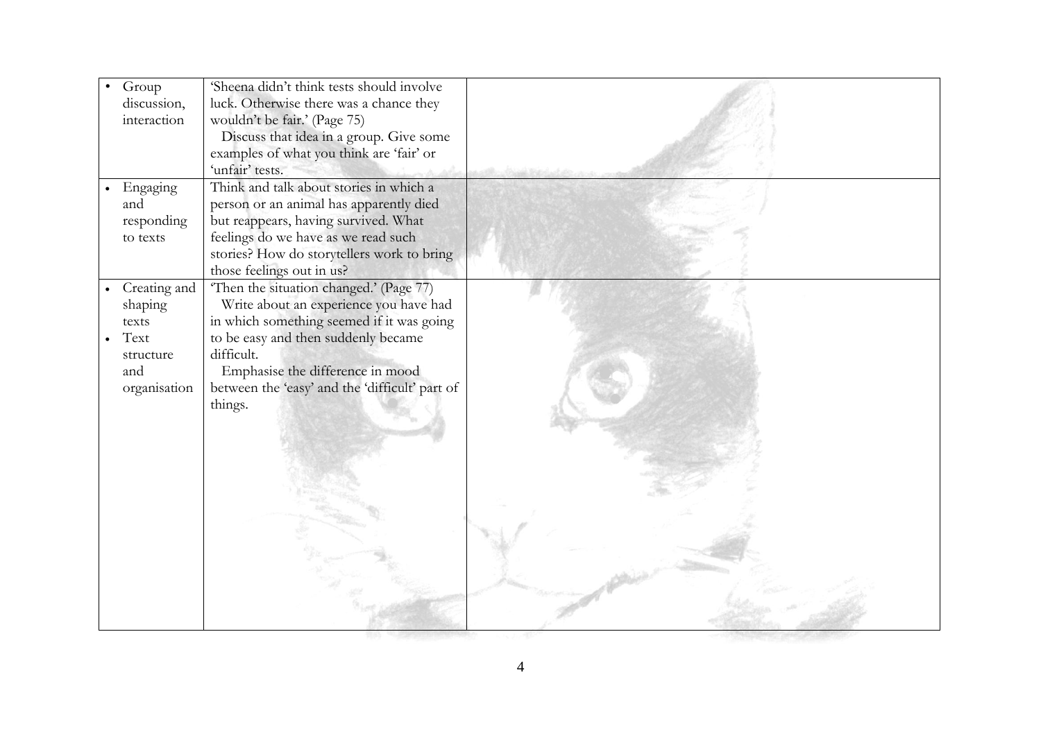| | | |
|---|---|---|
| • Group discussion, interaction | 'Sheena didn't think tests should involve luck. Otherwise there was a chance they wouldn't be fair.' (Page 75)<br>Discuss that idea in a group. Give some examples of what you think are 'fair' or 'unfair' tests. | |
| • Engaging and responding to texts | Think and talk about stories in which a person or an animal has apparently died but reappears, having survived. What feelings do we have as we read such stories? How do storytellers work to bring those feelings out in us? | |
| • Creating and shaping texts<br>• Text structure and organisation | 'Then the situation changed.' (Page 77)<br>Write about an experience you have had in which something seemed if it was going to be easy and then suddenly became difficult.<br>Emphasise the difference in mood between the 'easy' and the 'difficult' part of things. | |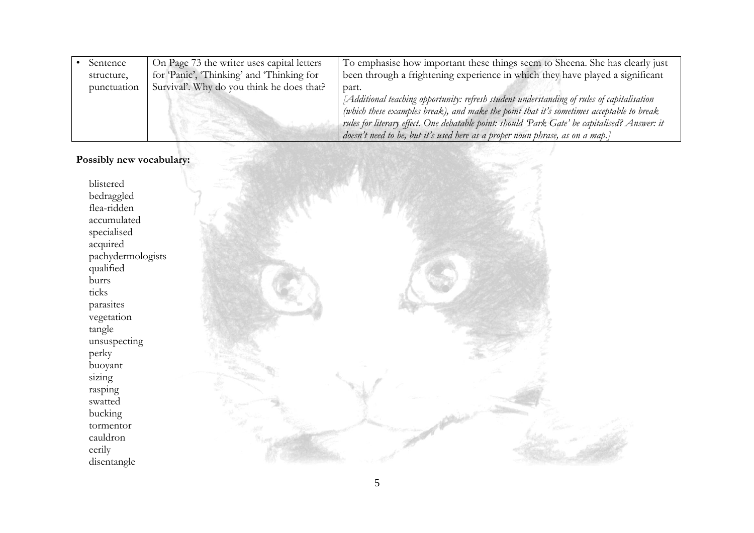| | | |
|---|---|---|
| • Sentence structure, punctuation | On Page 73 the writer uses capital letters for 'Panic', 'Thinking' and 'Thinking for Survival'. Why do you think he does that? | To emphasise how important these things seem to Sheena. She has clearly just been through a frightening experience in which they have played a significant part.<br>*[Additional teaching opportunity: refresh student understanding of rules of capitalisation (which these examples break), and make the point that it's sometimes acceptable to break rules for literary effect. One debatable point: should 'Park Gate' be capitalised? Answer: it doesn't need to be, but it's used here as a proper noun phrase, as on a map.]* |

**Possibly new vocabulary:**

blistered
bedraggled
flea-ridden
accumulated
specialised
acquired
pachydermologists
qualified
burrs
ticks
parasites
vegetation
tangle
unsuspecting
perky
buoyant
sizing
rasping
swatted
bucking
tormentor
cauldron
eerily
disentangle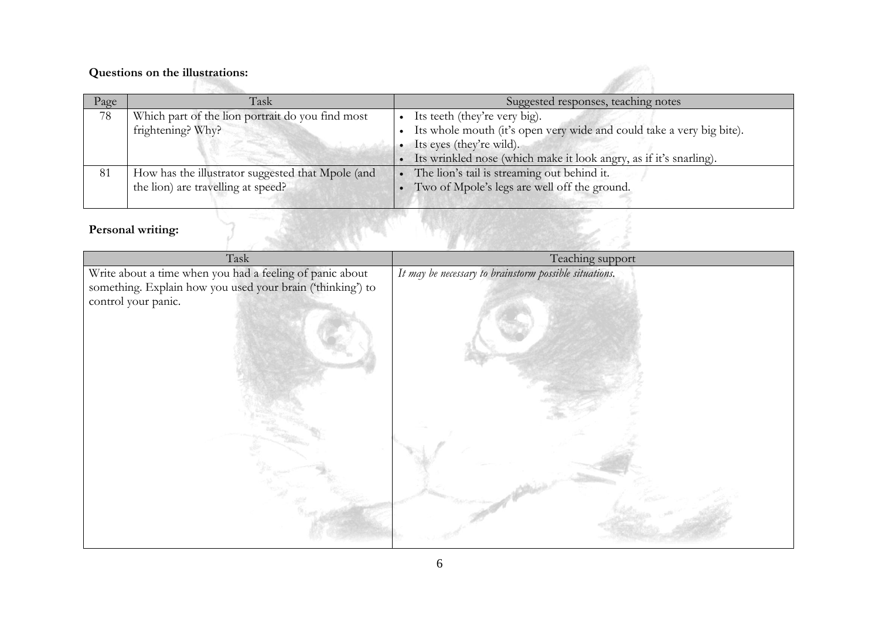**Questions on the illustrations:**

| Page | Task | Suggested responses, teaching notes |
|---|---|---|
| 78 | Which part of the lion portrait do you find most frightening? Why? | • Its teeth (they're very big).<br>• Its whole mouth (it's open very wide and could take a very big bite).<br>• Its eyes (they're wild).<br>• Its wrinkled nose (which make it look angry, as if it's snarling). |
| 81 | How has the illustrator suggested that Mpole (and the lion) are travelling at speed? | • The lion's tail is streaming out behind it.<br>• Two of Mpole's legs are well off the ground. |

**Personal writing:**

| Task | Teaching support |
|---|---|
| Write about a time when you had a feeling of panic about something. Explain how you used your brain ('thinking') to control your panic. | *It may be necessary to brainstorm possible situations.* |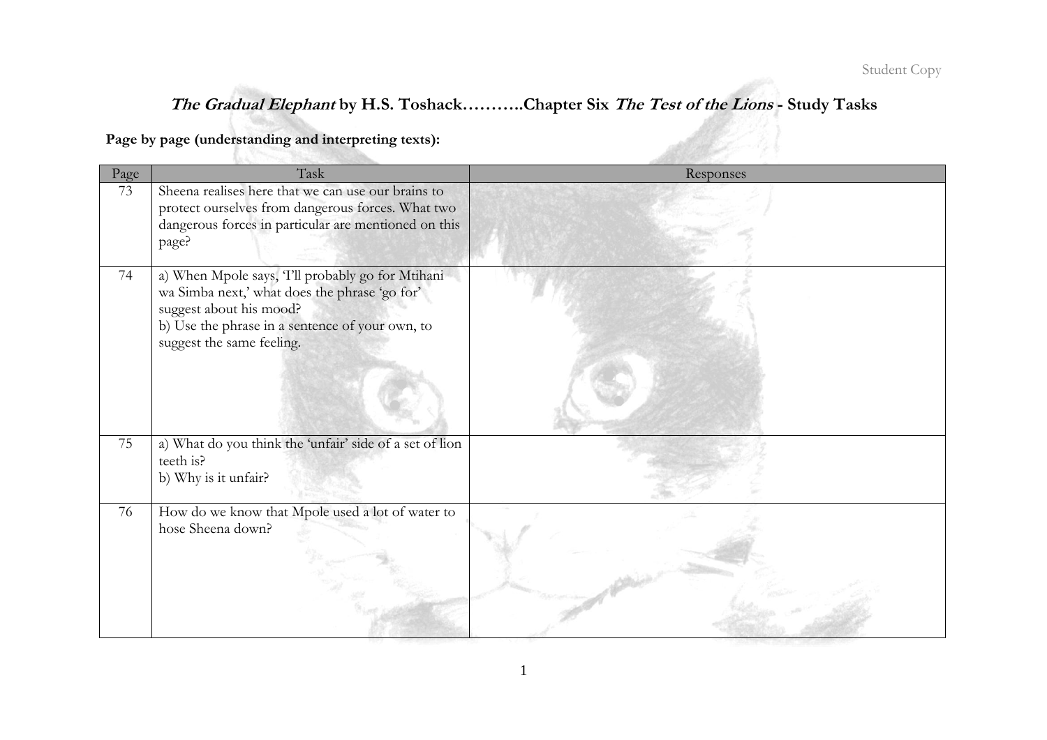Student Copy

# *The Gradual Elephant* by H.S. Toshack……….Chapter Six *The Test of the Lions* - Study Tasks

**Page by page (understanding and interpreting texts):**

| Page | Task | Responses |
|---|---|---|
| 73 | Sheena realises here that we can use our brains to protect ourselves from dangerous forces. What two dangerous forces in particular are mentioned on this page? | |
| 74 | a) When Mpole says, 'I'll probably go for Mtihani wa Simba next,' what does the phrase 'go for' suggest about his mood?<br>b) Use the phrase in a sentence of your own, to suggest the same feeling. | |
| 75 | a) What do you think the 'unfair' side of a set of lion teeth is?<br>b) Why is it unfair? | |
| 76 | How do we know that Mpole used a lot of water to hose Sheena down? | |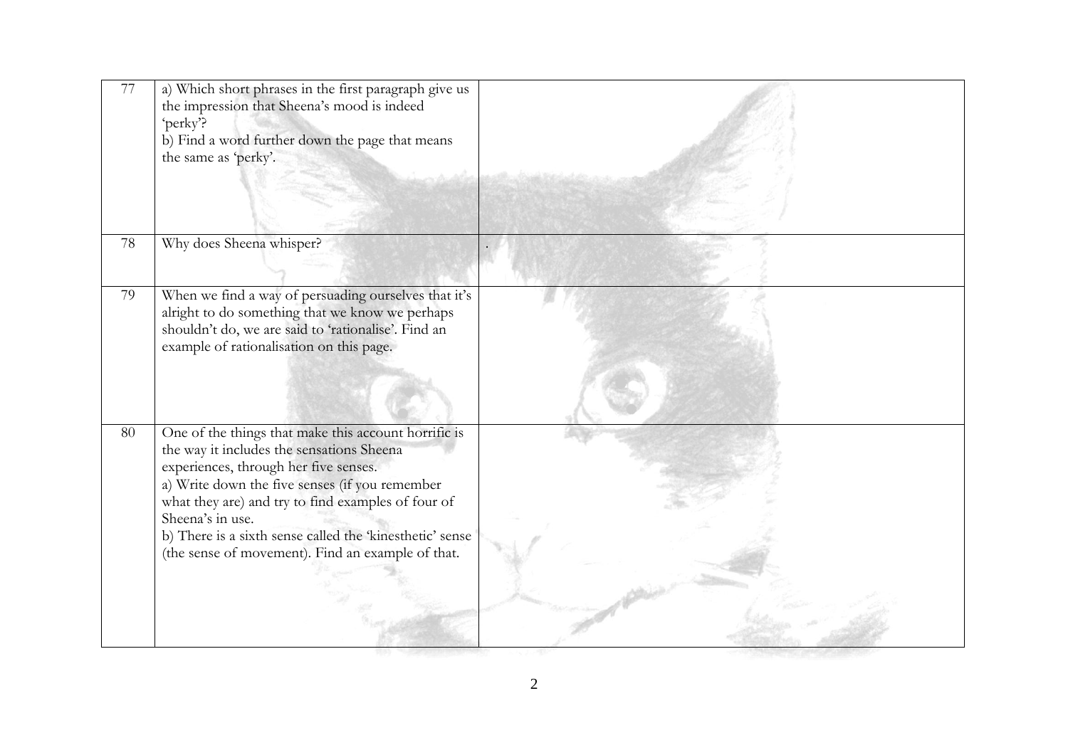| | | |
|---|---|---|
| 77 | a) Which short phrases in the first paragraph give us the impression that Sheena's mood is indeed 'perky'?<br>b) Find a word further down the page that means the same as 'perky'. | |
| 78 | Why does Sheena whisper? | . |
| 79 | When we find a way of persuading ourselves that it's alright to do something that we know we perhaps shouldn't do, we are said to 'rationalise'. Find an example of rationalisation on this page. | |
| 80 | One of the things that make this account horrific is the way it includes the sensations Sheena experiences, through her five senses.<br>a) Write down the five senses (if you remember what they are) and try to find examples of four of Sheena's in use.<br>b) There is a sixth sense called the 'kinesthetic' sense (the sense of movement). Find an example of that. | |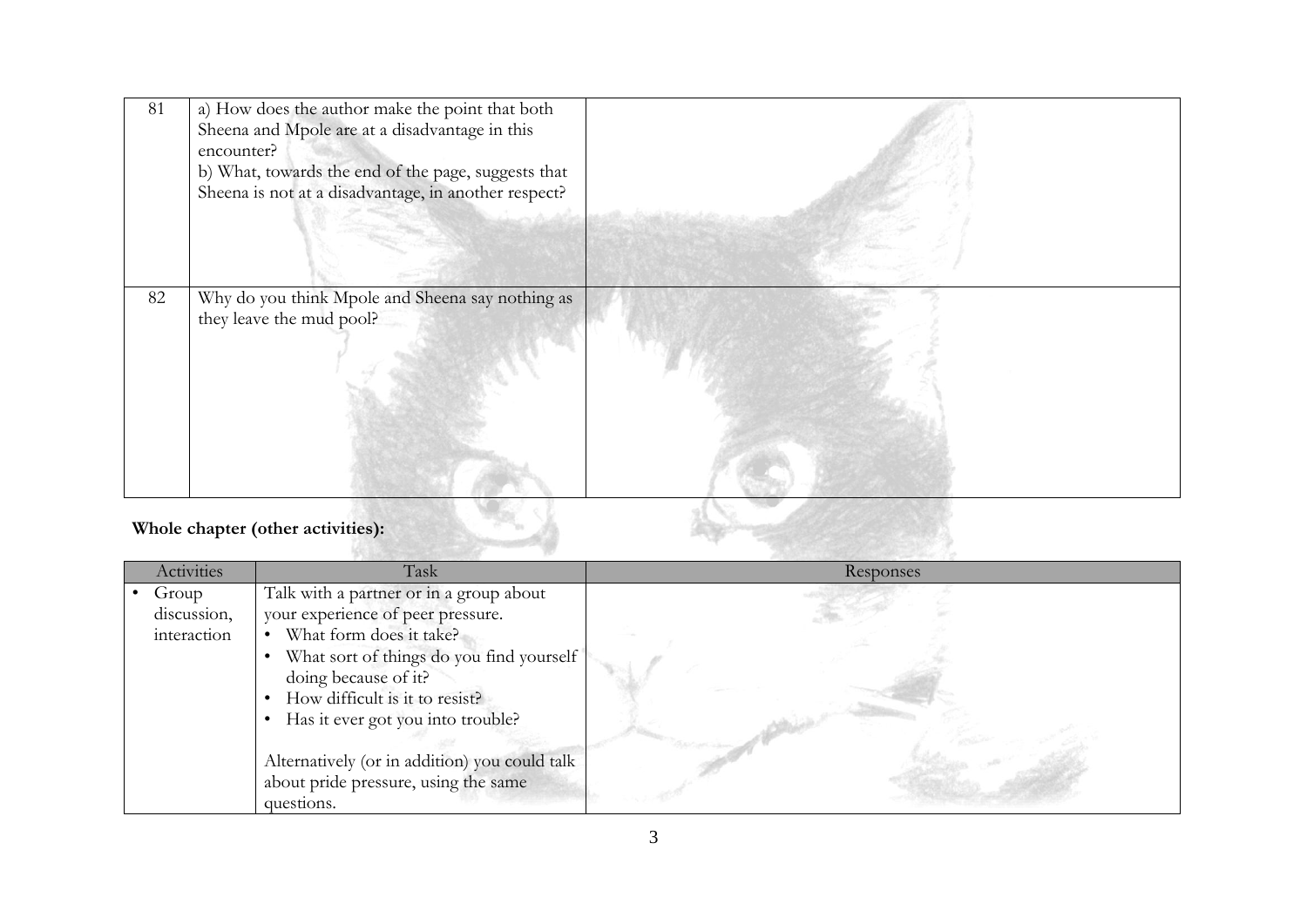| | | |
|---|---|---|
| 81 | a) How does the author make the point that both Sheena and Mpole are at a disadvantage in this encounter?<br>b) What, towards the end of the page, suggests that Sheena is not at a disadvantage, in another respect? | |
| 82 | Why do you think Mpole and Sheena say nothing as they leave the mud pool? | |

**Whole chapter (other activities):**

| Activities | Task | Responses |
|---|---|---|
| • Group discussion, interaction | Talk with a partner or in a group about your experience of peer pressure.<br>• What form does it take?<br>• What sort of things do you find yourself doing because of it?<br>• How difficult is it to resist?<br>• Has it ever got you into trouble?<br><br>Alternatively (or in addition) you could talk about pride pressure, using the same questions. | |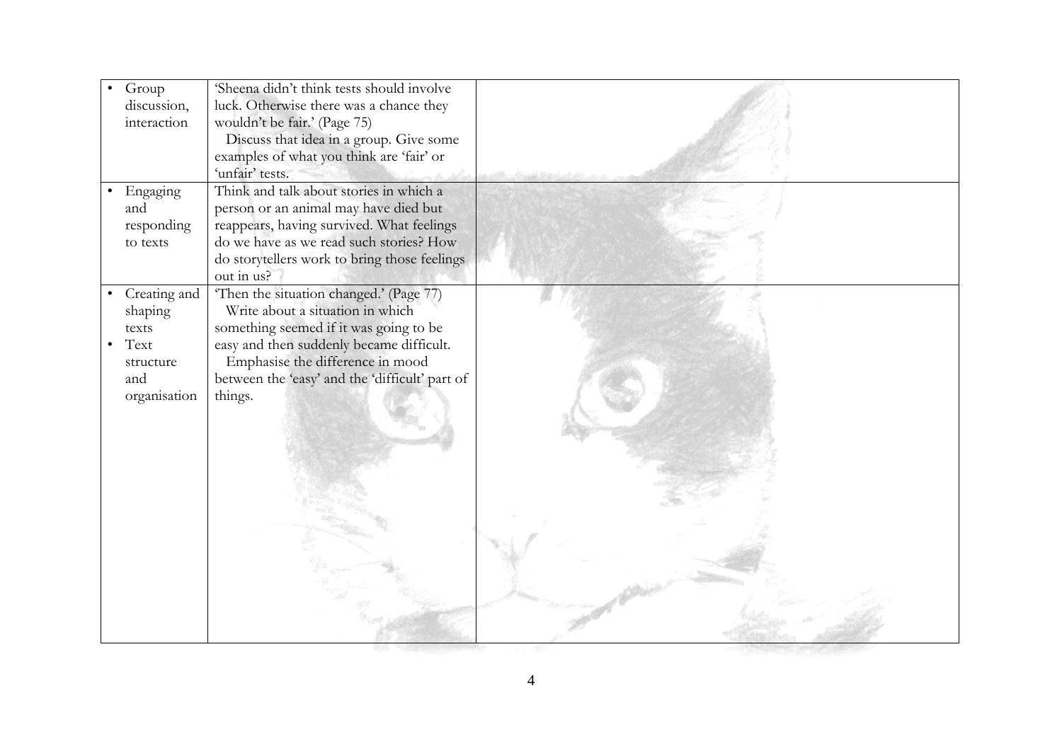| | | |
|---|---|---|
| • Group discussion, interaction | 'Sheena didn't think tests should involve luck. Otherwise there was a chance they wouldn't be fair.' (Page 75)<br>Discuss that idea in a group. Give some examples of what you think are 'fair' or 'unfair' tests. | |
| • Engaging and responding to texts | Think and talk about stories in which a person or an animal may have died but reappears, having survived. What feelings do we have as we read such stories? How do storytellers work to bring those feelings out in us? | |
| • Creating and shaping texts<br>• Text structure and organisation | 'Then the situation changed.' (Page 77)<br>Write about a situation in which something seemed if it was going to be easy and then suddenly became difficult.<br>Emphasise the difference in mood between the 'easy' and the 'difficult' part of things. | |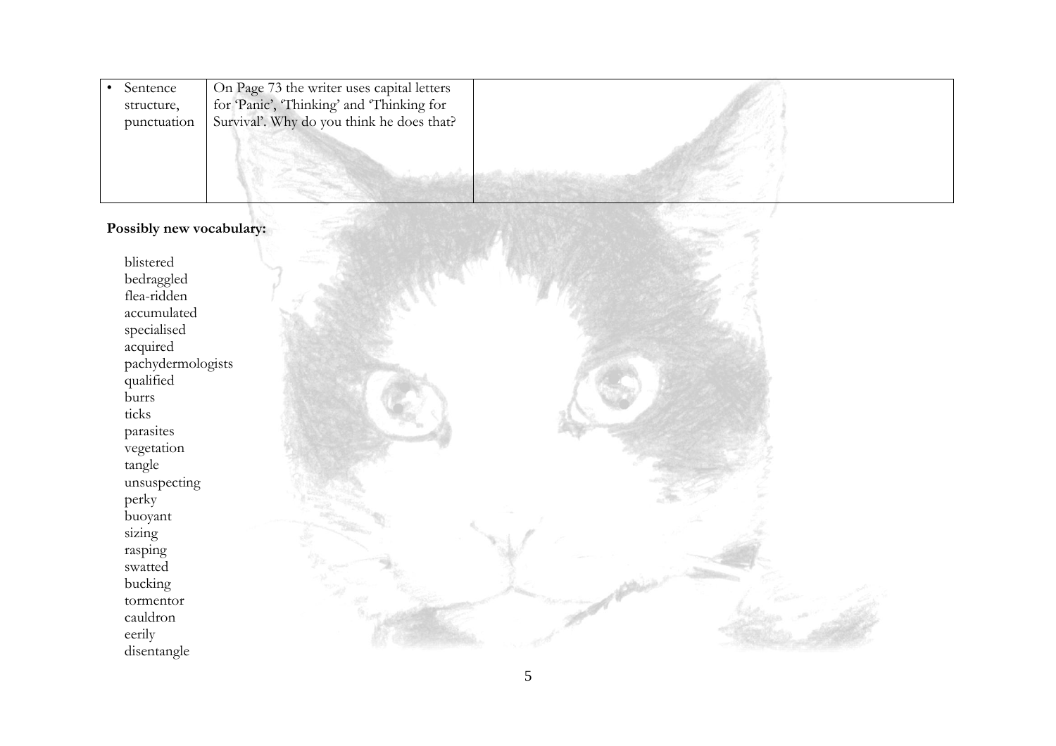| | | |
|---|---|---|
| • Sentence structure, punctuation | On Page 73 the writer uses capital letters for 'Panic', 'Thinking' and 'Thinking for Survival'. Why do you think he does that? | |

**Possibly new vocabulary:**

blistered
bedraggled
flea-ridden
accumulated
specialised
acquired
pachydermologists
qualified
burrs
ticks
parasites
vegetation
tangle
unsuspecting
perky
buoyant
sizing
rasping
swatted
bucking
tormentor
cauldron
eerily
disentangle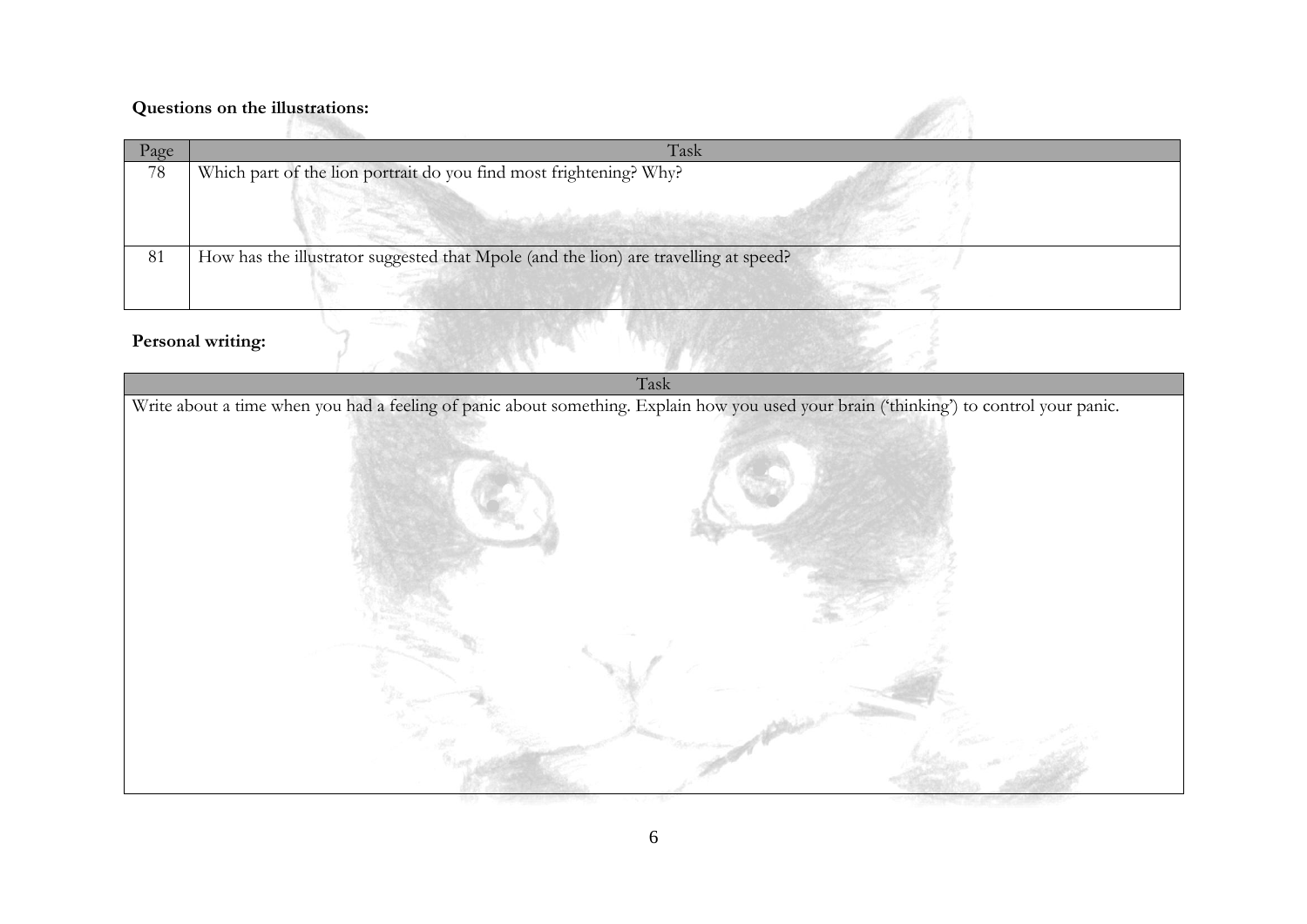**Questions on the illustrations:**

| Page | Task |
| --- | --- |
| 78 | Which part of the lion portrait do you find most frightening? Why? |
| 81 | How has the illustrator suggested that Mpole (and the lion) are travelling at speed? |

**Personal writing:**

| Task |
| --- |
| Write about a time when you had a feeling of panic about something. Explain how you used your brain ('thinking') to control your panic. |